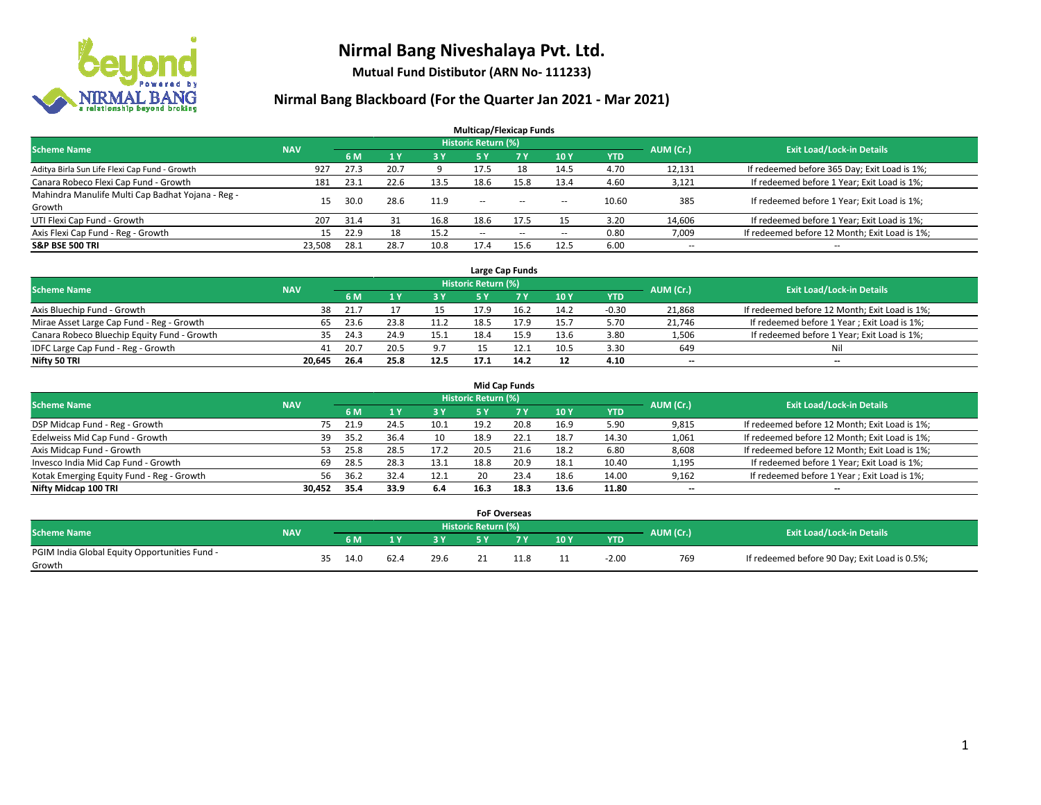# Nirmal Bang Niveshalaya Pvt. Ltd.

**Mutual Fund Distibutor (ARN No- 111233)**

## Nirmal Bang Blackboard (For the Quarter Jan 2021 - Mar 2021)

### Multicap/Flexicap Funds

| Scheme Name | NAV | Historic Return (%) | | | | | | | AUM (Cr.) | Exit Load/Lock-in Details |
|---|---|---|---|---|---|---|---|---|---|---|
| | | 6 M | 1 Y | 3 Y | 5 Y | 7 Y | 10 Y | YTD | | |
| Aditya Birla Sun Life Flexi Cap Fund - Growth | 927 | 27.3 | 20.7 | 9 | 17.5 | 18 | 14.5 | 4.70 | 12,131 | If redeemed before 365 Day; Exit Load is 1%; |
| Canara Robeco Flexi Cap Fund - Growth | 181 | 23.1 | 22.6 | 13.5 | 18.6 | 15.8 | 13.4 | 4.60 | 3,121 | If redeemed before 1 Year; Exit Load is 1%; |
| Mahindra Manulife Multi Cap Badhat Yojana - Reg - Growth | 15 | 30.0 | 28.6 | 11.9 | -- | -- | -- | 10.60 | 385 | If redeemed before 1 Year; Exit Load is 1%; |
| UTI Flexi Cap Fund - Growth | 207 | 31.4 | 31 | 16.8 | 18.6 | 17.5 | 15 | 3.20 | 14,606 | If redeemed before 1 Year; Exit Load is 1%; |
| Axis Flexi Cap Fund - Reg - Growth | 15 | 22.9 | 18 | 15.2 | -- | -- | -- | 0.80 | 7,009 | If redeemed before 12 Month; Exit Load is 1%; |
| **S&P BSE 500 TRI** | **23,508** | **28.1** | **28.7** | **10.8** | **17.4** | **15.6** | **12.5** | **6.00** | -- | -- |

### Large Cap Funds

| Scheme Name | NAV | Historic Return (%) | | | | | | | AUM (Cr.) | Exit Load/Lock-in Details |
|---|---|---|---|---|---|---|---|---|---|---|
| | | 6 M | 1 Y | 3 Y | 5 Y | 7 Y | 10 Y | YTD | | |
| Axis Bluechip Fund - Growth | 38 | 21.7 | 17 | 15 | 17.9 | 16.2 | 14.2 | -0.30 | 21,868 | If redeemed before 12 Month; Exit Load is 1%; |
| Mirae Asset Large Cap Fund - Reg - Growth | 65 | 23.6 | 23.8 | 11.2 | 18.5 | 17.9 | 15.7 | 5.70 | 21,746 | If redeemed before 1 Year ; Exit Load is 1%; |
| Canara Robeco Bluechip Equity Fund - Growth | 35 | 24.3 | 24.9 | 15.1 | 18.4 | 15.9 | 13.6 | 3.80 | 1,506 | If redeemed before 1 Year; Exit Load is 1%; |
| IDFC Large Cap Fund - Reg - Growth | 41 | 20.7 | 20.5 | 9.7 | 15 | 12.1 | 10.5 | 3.30 | 649 | Nil |
| **Nifty 50 TRI** | **20,645** | **26.4** | **25.8** | **12.5** | **17.1** | **14.2** | **12** | **4.10** | -- | -- |

### Mid Cap Funds

| Scheme Name | NAV | Historic Return (%) | | | | | | | AUM (Cr.) | Exit Load/Lock-in Details |
|---|---|---|---|---|---|---|---|---|---|---|
| | | 6 M | 1 Y | 3 Y | 5 Y | 7 Y | 10 Y | YTD | | |
| DSP Midcap Fund - Reg - Growth | 75 | 21.9 | 24.5 | 10.1 | 19.2 | 20.8 | 16.9 | 5.90 | 9,815 | If redeemed before 12 Month; Exit Load is 1%; |
| Edelweiss Mid Cap Fund - Growth | 39 | 35.2 | 36.4 | 10 | 18.9 | 22.1 | 18.7 | 14.30 | 1,061 | If redeemed before 12 Month; Exit Load is 1%; |
| Axis Midcap Fund - Growth | 53 | 25.8 | 28.5 | 17.2 | 20.5 | 21.6 | 18.2 | 6.80 | 8,608 | If redeemed before 12 Month; Exit Load is 1%; |
| Invesco India Mid Cap Fund - Growth | 69 | 28.5 | 28.3 | 13.1 | 18.8 | 20.9 | 18.1 | 10.40 | 1,195 | If redeemed before 1 Year; Exit Load is 1%; |
| Kotak Emerging Equity Fund - Reg - Growth | 56 | 36.2 | 32.4 | 12.1 | 20 | 23.4 | 18.6 | 14.00 | 9,162 | If redeemed before 1 Year ; Exit Load is 1%; |
| **Nifty Midcap 100 TRI** | **30,452** | **35.4** | **33.9** | **6.4** | **16.3** | **18.3** | **13.6** | **11.80** | -- | -- |

### FoF Overseas

| Scheme Name | NAV | Historic Return (%) | | | | | | | AUM (Cr.) | Exit Load/Lock-in Details |
|---|---|---|---|---|---|---|---|---|---|---|
| | | 6 M | 1 Y | 3 Y | 5 Y | 7 Y | 10 Y | YTD | | |
| PGIM India Global Equity Opportunities Fund - Growth | 35 | 14.0 | 62.4 | 29.6 | 21 | 11.8 | 11 | -2.00 | 769 | If redeemed before 90 Day; Exit Load is 0.5%; |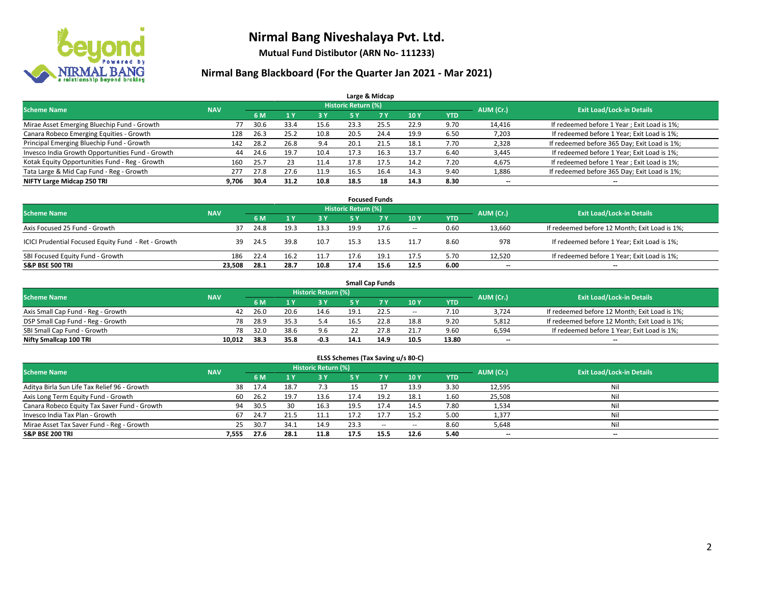# Nirmal Bang Niveshalaya Pvt. Ltd.

**Mutual Fund Distibutor (ARN No- 111233)**

## Nirmal Bang Blackboard (For the Quarter Jan 2021 - Mar 2021)

### Large & Midcap

| Scheme Name | NAV | Historic Return (%) | | | | | | | AUM (Cr.) | Exit Load/Lock-in Details |
|---|---|---|---|---|---|---|---|---|---|---|
| | | 6 M | 1 Y | 3 Y | 5 Y | 7 Y | 10 Y | YTD | | |
| Mirae Asset Emerging Bluechip Fund - Growth | 77 | 30.6 | 33.4 | 15.6 | 23.3 | 25.5 | 22.9 | 9.70 | 14,416 | If redeemed before 1 Year ; Exit Load is 1%; |
| Canara Robeco Emerging Equities - Growth | 128 | 26.3 | 25.2 | 10.8 | 20.5 | 24.4 | 19.9 | 6.50 | 7,203 | If redeemed before 1 Year; Exit Load is 1%; |
| Principal Emerging Bluechip Fund - Growth | 142 | 28.2 | 26.8 | 9.4 | 20.1 | 21.5 | 18.1 | 7.70 | 2,328 | If redeemed before 365 Day; Exit Load is 1%; |
| Invesco India Growth Opportunities Fund - Growth | 44 | 24.6 | 19.7 | 10.4 | 17.3 | 16.3 | 13.7 | 6.40 | 3,445 | If redeemed before 1 Year; Exit Load is 1%; |
| Kotak Equity Opportunities Fund - Reg - Growth | 160 | 25.7 | 23 | 11.4 | 17.8 | 17.5 | 14.2 | 7.20 | 4,675 | If redeemed before 1 Year ; Exit Load is 1%; |
| Tata Large & Mid Cap Fund - Reg - Growth | 277 | 27.8 | 27.6 | 11.9 | 16.5 | 16.4 | 14.3 | 9.40 | 1,886 | If redeemed before 365 Day; Exit Load is 1%; |
| **NIFTY Large Midcap 250 TRI** | **9,706** | **30.4** | **31.2** | **10.8** | **18.5** | **18** | **14.3** | **8.30** | **--** | **--** |

### Focused Funds

| Scheme Name | NAV | Historic Return (%) | | | | | | | AUM (Cr.) | Exit Load/Lock-in Details |
|---|---|---|---|---|---|---|---|---|---|---|
| | | 6 M | 1 Y | 3 Y | 5 Y | 7 Y | 10 Y | YTD | | |
| Axis Focused 25 Fund - Growth | 37 | 24.8 | 19.3 | 13.3 | 19.9 | 17.6 | -- | 0.60 | 13,660 | If redeemed before 12 Month; Exit Load is 1%; |
| ICICI Prudential Focused Equity Fund - Ret - Growth | 39 | 24.5 | 39.8 | 10.7 | 15.3 | 13.5 | 11.7 | 8.60 | 978 | If redeemed before 1 Year; Exit Load is 1%; |
| SBI Focused Equity Fund - Growth | 186 | 22.4 | 16.2 | 11.7 | 17.6 | 19.1 | 17.5 | 5.70 | 12,520 | If redeemed before 1 Year; Exit Load is 1%; |
| **S&P BSE 500 TRI** | **23,508** | **28.1** | **28.7** | **10.8** | **17.4** | **15.6** | **12.5** | **6.00** | **--** | **--** |

### Small Cap Funds

| Scheme Name | NAV | Historic Return (%) | | | | | | | AUM (Cr.) | Exit Load/Lock-in Details |
|---|---|---|---|---|---|---|---|---|---|---|
| | | 6 M | 1 Y | 3 Y | 5 Y | 7 Y | 10 Y | YTD | | |
| Axis Small Cap Fund - Reg - Growth | 42 | 26.0 | 20.6 | 14.6 | 19.1 | 22.5 | -- | 7.10 | 3,724 | If redeemed before 12 Month; Exit Load is 1%; |
| DSP Small Cap Fund - Reg - Growth | 78 | 28.9 | 35.3 | 5.4 | 16.5 | 22.8 | 18.8 | 9.20 | 5,812 | If redeemed before 12 Month; Exit Load is 1%; |
| SBI Small Cap Fund - Growth | 78 | 32.0 | 38.6 | 9.6 | 22 | 27.8 | 21.7 | 9.60 | 6,594 | If redeemed before 1 Year; Exit Load is 1%; |
| **Nifty Smallcap 100 TRI** | **10,012** | **38.3** | **35.8** | **-0.3** | **14.1** | **14.9** | **10.5** | **13.80** | **--** | **--** |

### ELSS Schemes (Tax Saving u/s 80-C)

| Scheme Name | NAV | Historic Return (%) | | | | | | | AUM (Cr.) | Exit Load/Lock-in Details |
|---|---|---|---|---|---|---|---|---|---|---|
| | | 6 M | 1 Y | 3 Y | 5 Y | 7 Y | 10 Y | YTD | | |
| Aditya Birla Sun Life Tax Relief 96 - Growth | 38 | 17.4 | 18.7 | 7.3 | 15 | 17 | 13.9 | 3.30 | 12,595 | Nil |
| Axis Long Term Equity Fund - Growth | 60 | 26.2 | 19.7 | 13.6 | 17.4 | 19.2 | 18.1 | 1.60 | 25,508 | Nil |
| Canara Robeco Equity Tax Saver Fund - Growth | 94 | 30.5 | 30 | 16.3 | 19.5 | 17.4 | 14.5 | 7.80 | 1,534 | Nil |
| Invesco India Tax Plan - Growth | 67 | 24.7 | 21.5 | 11.1 | 17.2 | 17.7 | 15.2 | 5.00 | 1,377 | Nil |
| Mirae Asset Tax Saver Fund - Reg - Growth | 25 | 30.7 | 34.1 | 14.9 | 23.3 | -- | -- | 8.60 | 5,648 | Nil |
| **S&P BSE 200 TRI** | **7,555** | **27.6** | **28.1** | **11.8** | **17.5** | **15.5** | **12.6** | **5.40** | **--** | **--** |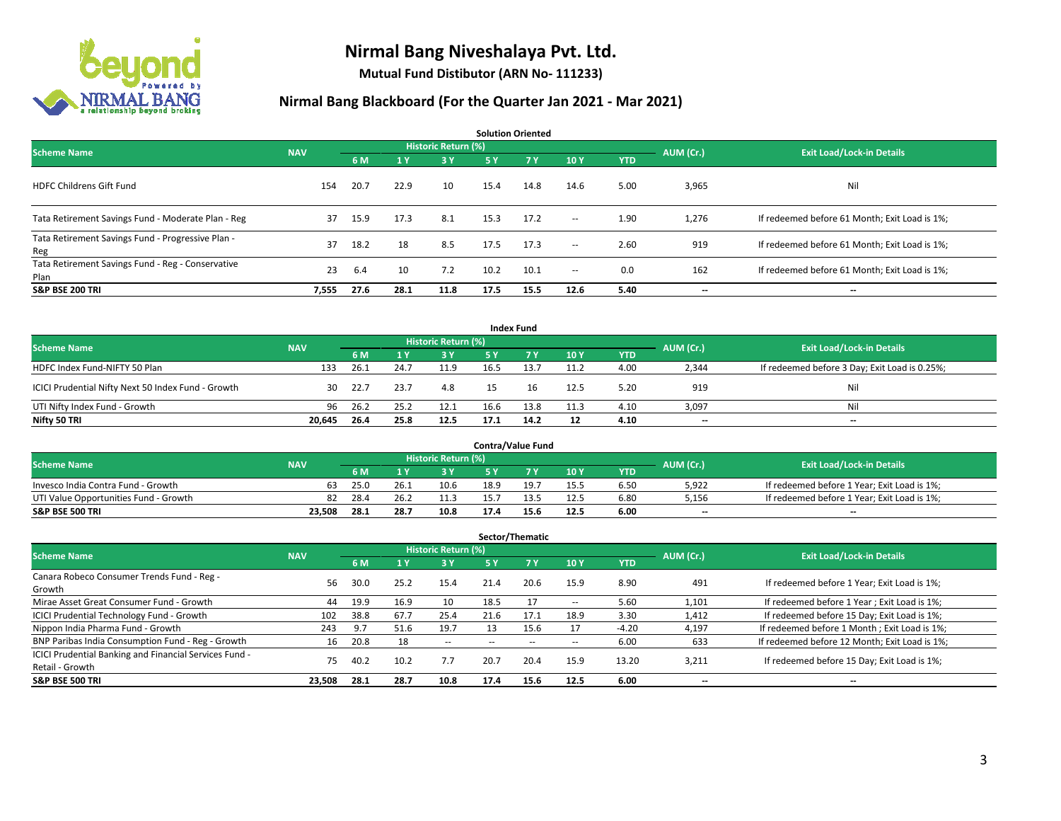# Nirmal Bang Niveshalaya Pvt. Ltd.

**Mutual Fund Distibutor (ARN No- 111233)**

## Nirmal Bang Blackboard (For the Quarter Jan 2021 - Mar 2021)

### Solution Oriented

| Scheme Name | NAV | Historic Return (%) | | | | | | | AUM (Cr.) | Exit Load/Lock-in Details |
|---|---|---|---|---|---|---|---|---|---|---|
| | | 6 M | 1 Y | 3 Y | 5 Y | 7 Y | 10 Y | YTD | | |
| HDFC Childrens Gift Fund | 154 | 20.7 | 22.9 | 10 | 15.4 | 14.8 | 14.6 | 5.00 | 3,965 | Nil |
| Tata Retirement Savings Fund - Moderate Plan - Reg | 37 | 15.9 | 17.3 | 8.1 | 15.3 | 17.2 | -- | 1.90 | 1,276 | If redeemed before 61 Month; Exit Load is 1%; |
| Tata Retirement Savings Fund - Progressive Plan - Reg | 37 | 18.2 | 18 | 8.5 | 17.5 | 17.3 | -- | 2.60 | 919 | If redeemed before 61 Month; Exit Load is 1%; |
| Tata Retirement Savings Fund - Reg - Conservative Plan | 23 | 6.4 | 10 | 7.2 | 10.2 | 10.1 | -- | 0.0 | 162 | If redeemed before 61 Month; Exit Load is 1%; |
| **S&P BSE 200 TRI** | **7,555** | **27.6** | **28.1** | **11.8** | **17.5** | **15.5** | **12.6** | **5.40** | **--** | **--** |

### Index Fund

| Scheme Name | NAV | Historic Return (%) | | | | | | | AUM (Cr.) | Exit Load/Lock-in Details |
|---|---|---|---|---|---|---|---|---|---|---|
| | | 6 M | 1 Y | 3 Y | 5 Y | 7 Y | 10 Y | YTD | | |
| HDFC Index Fund-NIFTY 50 Plan | 133 | 26.1 | 24.7 | 11.9 | 16.5 | 13.7 | 11.2 | 4.00 | 2,344 | If redeemed before 3 Day; Exit Load is 0.25%; |
| ICICI Prudential Nifty Next 50 Index Fund - Growth | 30 | 22.7 | 23.7 | 4.8 | 15 | 16 | 12.5 | 5.20 | 919 | Nil |
| UTI Nifty Index Fund - Growth | 96 | 26.2 | 25.2 | 12.1 | 16.6 | 13.8 | 11.3 | 4.10 | 3,097 | Nil |
| **Nifty 50 TRI** | **20,645** | **26.4** | **25.8** | **12.5** | **17.1** | **14.2** | **12** | **4.10** | **--** | **--** |

### Contra/Value Fund

| Scheme Name | NAV | Historic Return (%) | | | | | | | AUM (Cr.) | Exit Load/Lock-in Details |
|---|---|---|---|---|---|---|---|---|---|---|
| | | 6 M | 1 Y | 3 Y | 5 Y | 7 Y | 10 Y | YTD | | |
| Invesco India Contra Fund - Growth | 63 | 25.0 | 26.1 | 10.6 | 18.9 | 19.7 | 15.5 | 6.50 | 5,922 | If redeemed before 1 Year; Exit Load is 1%; |
| UTI Value Opportunities Fund - Growth | 82 | 28.4 | 26.2 | 11.3 | 15.7 | 13.5 | 12.5 | 6.80 | 5,156 | If redeemed before 1 Year; Exit Load is 1%; |
| **S&P BSE 500 TRI** | **23,508** | **28.1** | **28.7** | **10.8** | **17.4** | **15.6** | **12.5** | **6.00** | **--** | **--** |

### Sector/Thematic

| Scheme Name | NAV | Historic Return (%) | | | | | | | AUM (Cr.) | Exit Load/Lock-in Details |
|---|---|---|---|---|---|---|---|---|---|---|
| | | 6 M | 1 Y | 3 Y | 5 Y | 7 Y | 10 Y | YTD | | |
| Canara Robeco Consumer Trends Fund - Reg - Growth | 56 | 30.0 | 25.2 | 15.4 | 21.4 | 20.6 | 15.9 | 8.90 | 491 | If redeemed before 1 Year; Exit Load is 1%; |
| Mirae Asset Great Consumer Fund - Growth | 44 | 19.9 | 16.9 | 10 | 18.5 | 17 | -- | 5.60 | 1,101 | If redeemed before 1 Year ; Exit Load is 1%; |
| ICICI Prudential Technology Fund - Growth | 102 | 38.8 | 67.7 | 25.4 | 21.6 | 17.1 | 18.9 | 3.30 | 1,412 | If redeemed before 15 Day; Exit Load is 1%; |
| Nippon India Pharma Fund - Growth | 243 | 9.7 | 51.6 | 19.7 | 13 | 15.6 | 17 | -4.20 | 4,197 | If redeemed before 1 Month ; Exit Load is 1%; |
| BNP Paribas India Consumption Fund - Reg - Growth | 16 | 20.8 | 18 | -- | -- | -- | -- | 6.00 | 633 | If redeemed before 12 Month; Exit Load is 1%; |
| ICICI Prudential Banking and Financial Services Fund - Retail - Growth | 75 | 40.2 | 10.2 | 7.7 | 20.7 | 20.4 | 15.9 | 13.20 | 3,211 | If redeemed before 15 Day; Exit Load is 1%; |
| **S&P BSE 500 TRI** | **23,508** | **28.1** | **28.7** | **10.8** | **17.4** | **15.6** | **12.5** | **6.00** | **--** | **--** |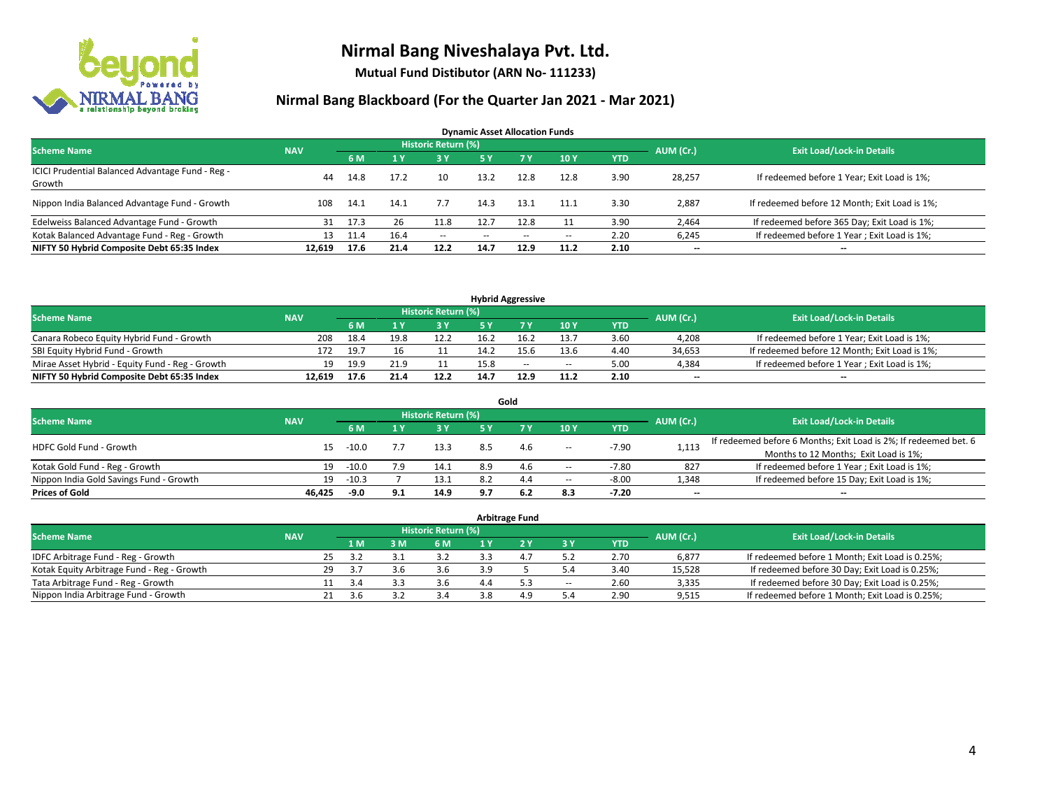# Nirmal Bang Niveshalaya Pvt. Ltd.

**Mutual Fund Distibutor (ARN No- 111233)**

## Nirmal Bang Blackboard (For the Quarter Jan 2021 - Mar 2021)

### Dynamic Asset Allocation Funds

| Scheme Name | NAV | Historic Return (%) | | | | | | | AUM (Cr.) | Exit Load/Lock-in Details |
|---|---|---|---|---|---|---|---|---|---|---|
| | | 6 M | 1 Y | 3 Y | 5 Y | 7 Y | 10 Y | YTD | | |
| ICICI Prudential Balanced Advantage Fund - Reg - Growth | 44 | 14.8 | 17.2 | 10 | 13.2 | 12.8 | 12.8 | 3.90 | 28,257 | If redeemed before 1 Year; Exit Load is 1%; |
| Nippon India Balanced Advantage Fund - Growth | 108 | 14.1 | 14.1 | 7.7 | 14.3 | 13.1 | 11.1 | 3.30 | 2,887 | If redeemed before 12 Month; Exit Load is 1%; |
| Edelweiss Balanced Advantage Fund - Growth | 31 | 17.3 | 26 | 11.8 | 12.7 | 12.8 | 11 | 3.90 | 2,464 | If redeemed before 365 Day; Exit Load is 1%; |
| Kotak Balanced Advantage Fund - Reg - Growth | 13 | 11.4 | 16.4 | -- | -- | -- | -- | 2.20 | 6,245 | If redeemed before 1 Year ; Exit Load is 1%; |
| **NIFTY 50 Hybrid Composite Debt 65:35 Index** | **12,619** | **17.6** | **21.4** | **12.2** | **14.7** | **12.9** | **11.2** | **2.10** | **--** | **--** |

### Hybrid Aggressive

| Scheme Name | NAV | Historic Return (%) | | | | | | | AUM (Cr.) | Exit Load/Lock-in Details |
|---|---|---|---|---|---|---|---|---|---|---|
| | | 6 M | 1 Y | 3 Y | 5 Y | 7 Y | 10 Y | YTD | | |
| Canara Robeco Equity Hybrid Fund - Growth | 208 | 18.4 | 19.8 | 12.2 | 16.2 | 16.2 | 13.7 | 3.60 | 4,208 | If redeemed before 1 Year; Exit Load is 1%; |
| SBI Equity Hybrid Fund - Growth | 172 | 19.7 | 16 | 11 | 14.2 | 15.6 | 13.6 | 4.40 | 34,653 | If redeemed before 12 Month; Exit Load is 1%; |
| Mirae Asset Hybrid - Equity Fund - Reg - Growth | 19 | 19.9 | 21.9 | 11 | 15.8 | -- | -- | 5.00 | 4,384 | If redeemed before 1 Year ; Exit Load is 1%; |
| **NIFTY 50 Hybrid Composite Debt 65:35 Index** | **12,619** | **17.6** | **21.4** | **12.2** | **14.7** | **12.9** | **11.2** | **2.10** | **--** | **--** |

### Gold

| Scheme Name | NAV | Historic Return (%) | | | | | | | AUM (Cr.) | Exit Load/Lock-in Details |
|---|---|---|---|---|---|---|---|---|---|---|
| | | 6 M | 1 Y | 3 Y | 5 Y | 7 Y | 10 Y | YTD | | |
| HDFC Gold Fund - Growth | 15 | -10.0 | 7.7 | 13.3 | 8.5 | 4.6 | -- | -7.90 | 1,113 | If redeemed before 6 Months; Exit Load is 2%; If redeemed bet. 6 Months to 12 Months; Exit Load is 1%; |
| Kotak Gold Fund - Reg - Growth | 19 | -10.0 | 7.9 | 14.1 | 8.9 | 4.6 | -- | -7.80 | 827 | If redeemed before 1 Year ; Exit Load is 1%; |
| Nippon India Gold Savings Fund - Growth | 19 | -10.3 | 7 | 13.1 | 8.2 | 4.4 | -- | -8.00 | 1,348 | If redeemed before 15 Day; Exit Load is 1%; |
| **Prices of Gold** | **46,425** | **-9.0** | **9.1** | **14.9** | **9.7** | **6.2** | **8.3** | **-7.20** | **--** | **--** |

### Arbitrage Fund

| Scheme Name | NAV | Historic Return (%) | | | | | | | AUM (Cr.) | Exit Load/Lock-in Details |
|---|---|---|---|---|---|---|---|---|---|---|
| | | 1 M | 3 M | 6 M | 1 Y | 2 Y | 3 Y | YTD | | |
| IDFC Arbitrage Fund - Reg - Growth | 25 | 3.2 | 3.1 | 3.2 | 3.3 | 4.7 | 5.2 | 2.70 | 6,877 | If redeemed before 1 Month; Exit Load is 0.25%; |
| Kotak Equity Arbitrage Fund - Reg - Growth | 29 | 3.7 | 3.6 | 3.6 | 3.9 | 5 | 5.4 | 3.40 | 15,528 | If redeemed before 30 Day; Exit Load is 0.25%; |
| Tata Arbitrage Fund - Reg - Growth | 11 | 3.4 | 3.3 | 3.6 | 4.4 | 5.3 | -- | 2.60 | 3,335 | If redeemed before 30 Day; Exit Load is 0.25%; |
| Nippon India Arbitrage Fund - Growth | 21 | 3.6 | 3.2 | 3.4 | 3.8 | 4.9 | 5.4 | 2.90 | 9,515 | If redeemed before 1 Month; Exit Load is 0.25%; |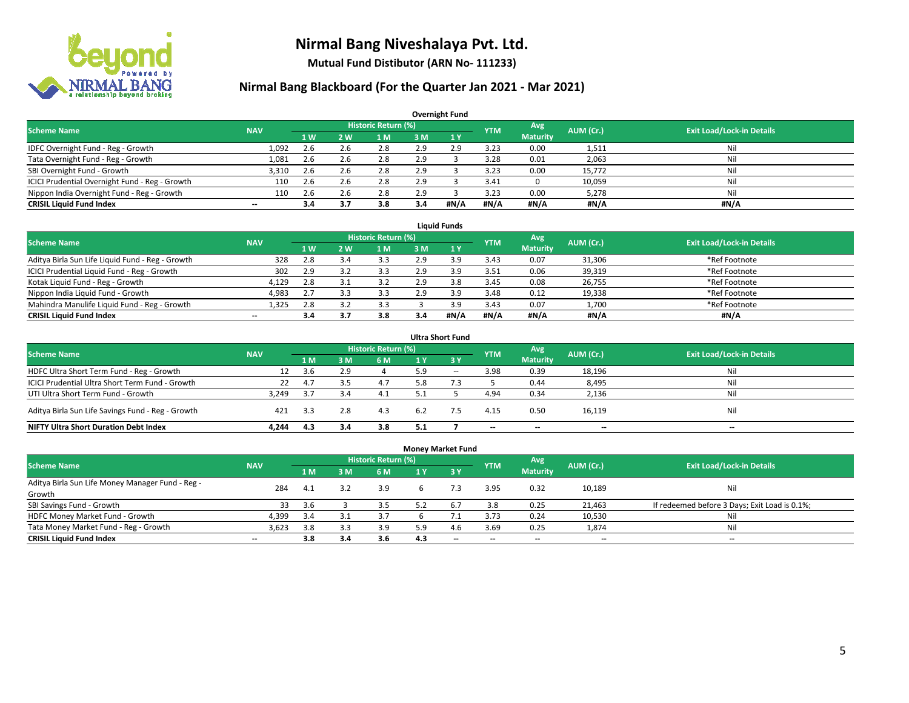# Nirmal Bang Niveshalaya Pvt. Ltd.

**Mutual Fund Distibutor (ARN No- 111233)**

## Nirmal Bang Blackboard (For the Quarter Jan 2021 - Mar 2021)

### Overnight Fund

| Scheme Name | NAV | Historic Return (%) | | | | | YTM | Avg Maturity | AUM (Cr.) | Exit Load/Lock-in Details |
|---|---|---|---|---|---|---|---|---|---|---|
| | | 1 W | 2 W | 1 M | 3 M | 1 Y | | | | |
| IDFC Overnight Fund - Reg - Growth | 1,092 | 2.6 | 2.6 | 2.8 | 2.9 | 2.9 | 3.23 | 0.00 | 1,511 | Nil |
| Tata Overnight Fund - Reg - Growth | 1,081 | 2.6 | 2.6 | 2.8 | 2.9 | 3 | 3.28 | 0.01 | 2,063 | Nil |
| SBI Overnight Fund - Growth | 3,310 | 2.6 | 2.6 | 2.8 | 2.9 | 3 | 3.23 | 0.00 | 15,772 | Nil |
| ICICI Prudential Overnight Fund - Reg - Growth | 110 | 2.6 | 2.6 | 2.8 | 2.9 | 3 | 3.41 | 0 | 10,059 | Nil |
| Nippon India Overnight Fund - Reg - Growth | 110 | 2.6 | 2.6 | 2.8 | 2.9 | 3 | 3.23 | 0.00 | 5,278 | Nil |
| **CRISIL Liquid Fund Index** | **--** | **3.4** | **3.7** | **3.8** | **3.4** | **#N/A** | **#N/A** | **#N/A** | **#N/A** | **#N/A** |

### Liquid Funds

| Scheme Name | NAV | Historic Return (%) | | | | | YTM | Avg Maturity | AUM (Cr.) | Exit Load/Lock-in Details |
|---|---|---|---|---|---|---|---|---|---|---|
| | | 1 W | 2 W | 1 M | 3 M | 1 Y | | | | |
| Aditya Birla Sun Life Liquid Fund - Reg - Growth | 328 | 2.8 | 3.4 | 3.3 | 2.9 | 3.9 | 3.43 | 0.07 | 31,306 | *Ref Footnote |
| ICICI Prudential Liquid Fund - Reg - Growth | 302 | 2.9 | 3.2 | 3.3 | 2.9 | 3.9 | 3.51 | 0.06 | 39,319 | *Ref Footnote |
| Kotak Liquid Fund - Reg - Growth | 4,129 | 2.8 | 3.1 | 3.2 | 2.9 | 3.8 | 3.45 | 0.08 | 26,755 | *Ref Footnote |
| Nippon India Liquid Fund - Growth | 4,983 | 2.7 | 3.3 | 3.3 | 2.9 | 3.9 | 3.48 | 0.12 | 19,338 | *Ref Footnote |
| Mahindra Manulife Liquid Fund - Reg - Growth | 1,325 | 2.8 | 3.2 | 3.3 | 3 | 3.9 | 3.43 | 0.07 | 1,700 | *Ref Footnote |
| **CRISIL Liquid Fund Index** | **--** | **3.4** | **3.7** | **3.8** | **3.4** | **#N/A** | **#N/A** | **#N/A** | **#N/A** | **#N/A** |

### Ultra Short Fund

| Scheme Name | NAV | Historic Return (%) | | | | | YTM | Avg Maturity | AUM (Cr.) | Exit Load/Lock-in Details |
|---|---|---|---|---|---|---|---|---|---|---|
| | | 1 M | 3 M | 6 M | 1 Y | 3 Y | | | | |
| HDFC Ultra Short Term Fund - Reg - Growth | 12 | 3.6 | 2.9 | 4 | 5.9 | -- | 3.98 | 0.39 | 18,196 | Nil |
| ICICI Prudential Ultra Short Term Fund - Growth | 22 | 4.7 | 3.5 | 4.7 | 5.8 | 7.3 | 5 | 0.44 | 8,495 | Nil |
| UTI Ultra Short Term Fund - Growth | 3,249 | 3.7 | 3.4 | 4.1 | 5.1 | 5 | 4.94 | 0.34 | 2,136 | Nil |
| Aditya Birla Sun Life Savings Fund - Reg - Growth | 421 | 3.3 | 2.8 | 4.3 | 6.2 | 7.5 | 4.15 | 0.50 | 16,119 | Nil |
| **NIFTY Ultra Short Duration Debt Index** | **4,244** | **4.3** | **3.4** | **3.8** | **5.1** | **7** | **--** | **--** | **--** | **--** |

### Money Market Fund

| Scheme Name | NAV | Historic Return (%) | | | | | YTM | Avg Maturity | AUM (Cr.) | Exit Load/Lock-in Details |
|---|---|---|---|---|---|---|---|---|---|---|
| | | 1 M | 3 M | 6 M | 1 Y | 3 Y | | | | |
| Aditya Birla Sun Life Money Manager Fund - Reg - Growth | 284 | 4.1 | 3.2 | 3.9 | 6 | 7.3 | 3.95 | 0.32 | 10,189 | Nil |
| SBI Savings Fund - Growth | 33 | 3.6 | 3 | 3.5 | 5.2 | 6.7 | 3.8 | 0.25 | 21,463 | If redeemed before 3 Days; Exit Load is 0.1%; |
| HDFC Money Market Fund - Growth | 4,399 | 3.4 | 3.1 | 3.7 | 6 | 7.1 | 3.73 | 0.24 | 10,530 | Nil |
| Tata Money Market Fund - Reg - Growth | 3,623 | 3.8 | 3.3 | 3.9 | 5.9 | 4.6 | 3.69 | 0.25 | 1,874 | Nil |
| **CRISIL Liquid Fund Index** | **--** | **3.8** | **3.4** | **3.6** | **4.3** | **--** | **--** | **--** | **--** | **--** |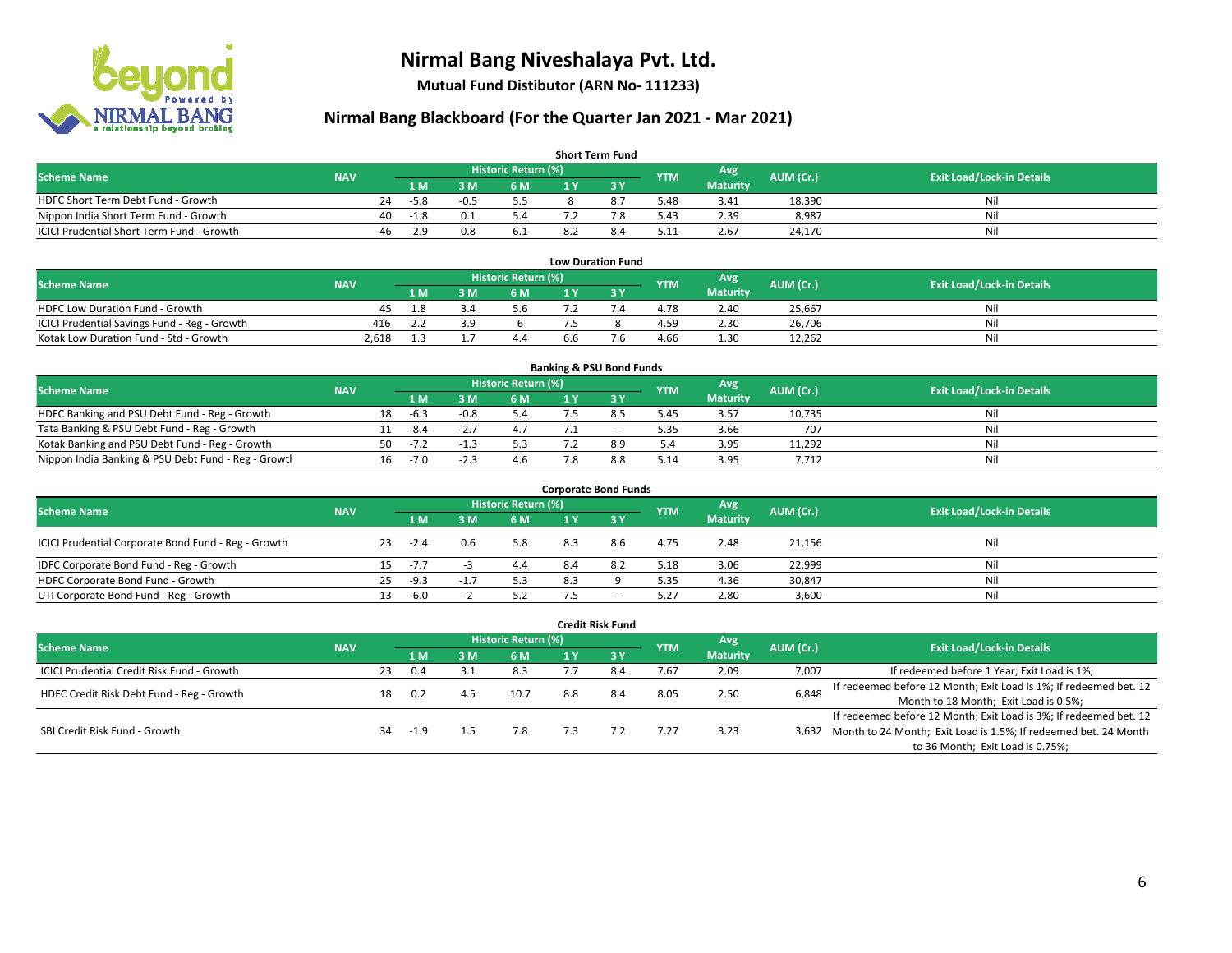# Nirmal Bang Niveshalaya Pvt. Ltd.

**Mutual Fund Distibutor (ARN No- 111233)**

## Nirmal Bang Blackboard (For the Quarter Jan 2021 - Mar 2021)

### Short Term Fund

| Scheme Name | NAV | Historic Return (%) | | | | | YTM | Avg Maturity | AUM (Cr.) | Exit Load/Lock-in Details |
|---|---|---|---|---|---|---|---|---|---|---|
| | | 1 M | 3 M | 6 M | 1 Y | 3 Y | | | | |
| HDFC Short Term Debt Fund - Growth | 24 | -5.8 | -0.5 | 5.5 | 8 | 8.7 | 5.48 | 3.41 | 18,390 | Nil |
| Nippon India Short Term Fund - Growth | 40 | -1.8 | 0.1 | 5.4 | 7.2 | 7.8 | 5.43 | 2.39 | 8,987 | Nil |
| ICICI Prudential Short Term Fund - Growth | 46 | -2.9 | 0.8 | 6.1 | 8.2 | 8.4 | 5.11 | 2.67 | 24,170 | Nil |

### Low Duration Fund

| Scheme Name | NAV | Historic Return (%) | | | | | YTM | Avg Maturity | AUM (Cr.) | Exit Load/Lock-in Details |
|---|---|---|---|---|---|---|---|---|---|---|
| | | 1 M | 3 M | 6 M | 1 Y | 3 Y | | | | |
| HDFC Low Duration Fund - Growth | 45 | 1.8 | 3.4 | 5.6 | 7.2 | 7.4 | 4.78 | 2.40 | 25,667 | Nil |
| ICICI Prudential Savings Fund - Reg - Growth | 416 | 2.2 | 3.9 | 6 | 7.5 | 8 | 4.59 | 2.30 | 26,706 | Nil |
| Kotak Low Duration Fund - Std - Growth | 2,618 | 1.3 | 1.7 | 4.4 | 6.6 | 7.6 | 4.66 | 1.30 | 12,262 | Nil |

### Banking & PSU Bond Funds

| Scheme Name | NAV | Historic Return (%) | | | | | YTM | Avg Maturity | AUM (Cr.) | Exit Load/Lock-in Details |
|---|---|---|---|---|---|---|---|---|---|---|
| | | 1 M | 3 M | 6 M | 1 Y | 3 Y | | | | |
| HDFC Banking and PSU Debt Fund - Reg - Growth | 18 | -6.3 | -0.8 | 5.4 | 7.5 | 8.5 | 5.45 | 3.57 | 10,735 | Nil |
| Tata Banking & PSU Debt Fund - Reg - Growth | 11 | -8.4 | -2.7 | 4.7 | 7.1 | -- | 5.35 | 3.66 | 707 | Nil |
| Kotak Banking and PSU Debt Fund - Reg - Growth | 50 | -7.2 | -1.3 | 5.3 | 7.2 | 8.9 | 5.4 | 3.95 | 11,292 | Nil |
| Nippon India Banking & PSU Debt Fund - Reg - Growth | 16 | -7.0 | -2.3 | 4.6 | 7.8 | 8.8 | 5.14 | 3.95 | 7,712 | Nil |

### Corporate Bond Funds

| Scheme Name | NAV | Historic Return (%) | | | | | YTM | Avg Maturity | AUM (Cr.) | Exit Load/Lock-in Details |
|---|---|---|---|---|---|---|---|---|---|---|
| | | 1 M | 3 M | 6 M | 1 Y | 3 Y | | | | |
| ICICI Prudential Corporate Bond Fund - Reg - Growth | 23 | -2.4 | 0.6 | 5.8 | 8.3 | 8.6 | 4.75 | 2.48 | 21,156 | Nil |
| IDFC Corporate Bond Fund - Reg - Growth | 15 | -7.7 | -3 | 4.4 | 8.4 | 8.2 | 5.18 | 3.06 | 22,999 | Nil |
| HDFC Corporate Bond Fund - Growth | 25 | -9.3 | -1.7 | 5.3 | 8.3 | 9 | 5.35 | 4.36 | 30,847 | Nil |
| UTI Corporate Bond Fund - Reg - Growth | 13 | -6.0 | -2 | 5.2 | 7.5 | -- | 5.27 | 2.80 | 3,600 | Nil |

### Credit Risk Fund

| Scheme Name | NAV | Historic Return (%) | | | | | YTM | Avg Maturity | AUM (Cr.) | Exit Load/Lock-in Details |
|---|---|---|---|---|---|---|---|---|---|---|
| | | 1 M | 3 M | 6 M | 1 Y | 3 Y | | | | |
| ICICI Prudential Credit Risk Fund - Growth | 23 | 0.4 | 3.1 | 8.3 | 7.7 | 8.4 | 7.67 | 2.09 | 7,007 | If redeemed before 1 Year; Exit Load is 1%; |
| HDFC Credit Risk Debt Fund - Reg - Growth | 18 | 0.2 | 4.5 | 10.7 | 8.8 | 8.4 | 8.05 | 2.50 | 6,848 | If redeemed before 12 Month; Exit Load is 1%; If redeemed bet. 12 Month to 18 Month; Exit Load is 0.5%; |
| SBI Credit Risk Fund - Growth | 34 | -1.9 | 1.5 | 7.8 | 7.3 | 7.2 | 7.27 | 3.23 | 3,632 | If redeemed before 12 Month; Exit Load is 3%; If redeemed bet. 12 Month to 24 Month; Exit Load is 1.5%; If redeemed bet. 24 Month to 36 Month; Exit Load is 0.75%; |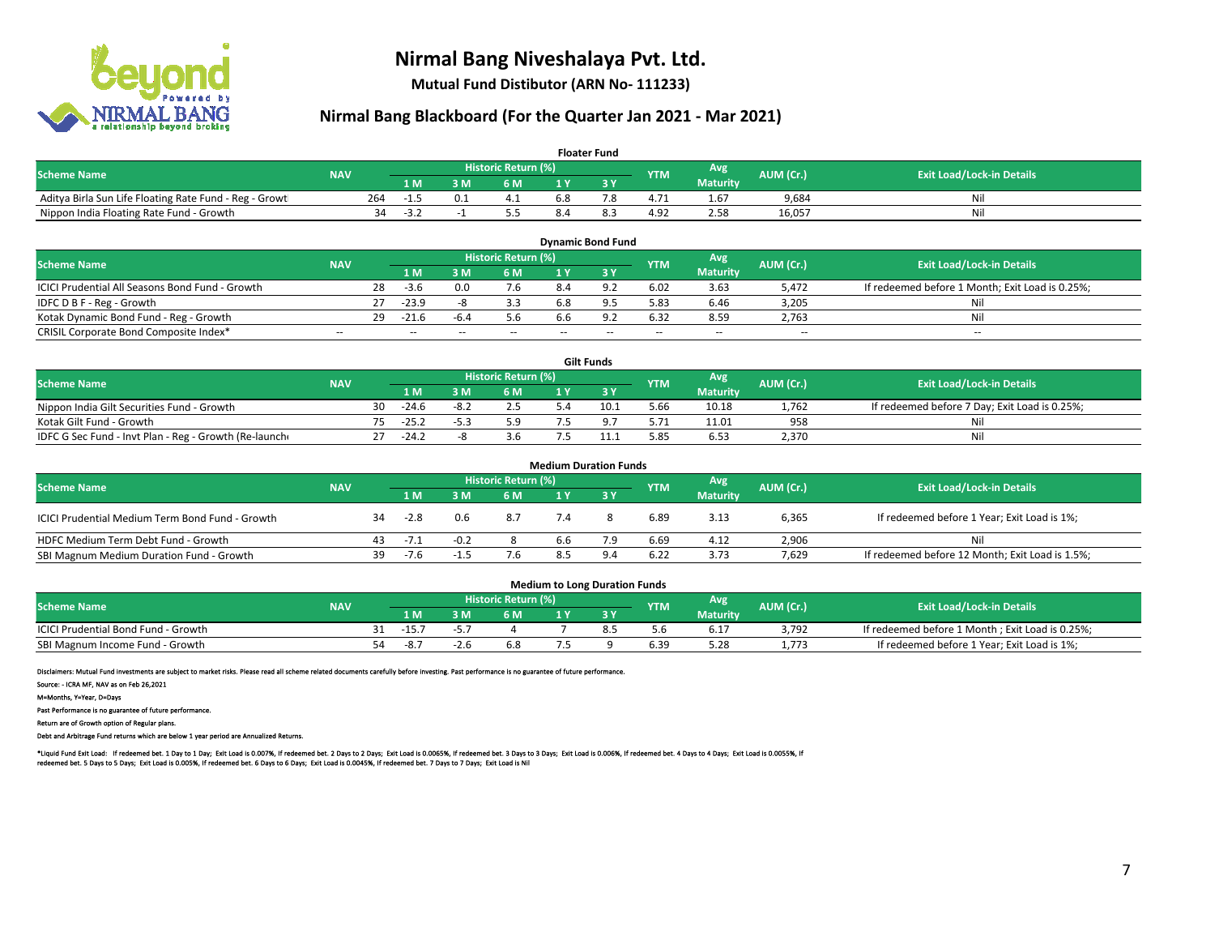# Nirmal Bang Niveshalaya Pvt. Ltd.

**Mutual Fund Distibutor (ARN No- 111233)**

## Nirmal Bang Blackboard (For the Quarter Jan 2021 - Mar 2021)

### Floater Fund

| Scheme Name | NAV | Historic Return (%) | | | | | YTM | Avg Maturity | AUM (Cr.) | Exit Load/Lock-in Details |
|---|---|---|---|---|---|---|---|---|---|---|
| | | 1 M | 3 M | 6 M | 1 Y | 3 Y | | | | |
| Aditya Birla Sun Life Floating Rate Fund - Reg - Growt | 264 | -1.5 | 0.1 | 4.1 | 6.8 | 7.8 | 4.71 | 1.67 | 9,684 | Nil |
| Nippon India Floating Rate Fund - Growth | 34 | -3.2 | -1 | 5.5 | 8.4 | 8.3 | 4.92 | 2.58 | 16,057 | Nil |

### Dynamic Bond Fund

| Scheme Name | NAV | Historic Return (%) | | | | | YTM | Avg Maturity | AUM (Cr.) | Exit Load/Lock-in Details |
|---|---|---|---|---|---|---|---|---|---|---|
| | | 1 M | 3 M | 6 M | 1 Y | 3 Y | | | | |
| ICICI Prudential All Seasons Bond Fund - Growth | 28 | -3.6 | 0.0 | 7.6 | 8.4 | 9.2 | 6.02 | 3.63 | 5,472 | If redeemed before 1 Month; Exit Load is 0.25%; |
| IDFC D B F - Reg - Growth | 27 | -23.9 | -8 | 3.3 | 6.8 | 9.5 | 5.83 | 6.46 | 3,205 | Nil |
| Kotak Dynamic Bond Fund - Reg - Growth | 29 | -21.6 | -6.4 | 5.6 | 6.6 | 9.2 | 6.32 | 8.59 | 2,763 | Nil |
| CRISIL Corporate Bond Composite Index* | -- | -- | -- | -- | -- | -- | -- | -- | -- | -- |

### Gilt Funds

| Scheme Name | NAV | Historic Return (%) | | | | | YTM | Avg Maturity | AUM (Cr.) | Exit Load/Lock-in Details |
|---|---|---|---|---|---|---|---|---|---|---|
| | | 1 M | 3 M | 6 M | 1 Y | 3 Y | | | | |
| Nippon India Gilt Securities Fund - Growth | 30 | -24.6 | -8.2 | 2.5 | 5.4 | 10.1 | 5.66 | 10.18 | 1,762 | If redeemed before 7 Day; Exit Load is 0.25%; |
| Kotak Gilt Fund - Growth | 75 | -25.2 | -5.3 | 5.9 | 7.5 | 9.7 | 5.71 | 11.01 | 958 | Nil |
| IDFC G Sec Fund - Invt Plan - Reg - Growth (Re-launch | 27 | -24.2 | -8 | 3.6 | 7.5 | 11.1 | 5.85 | 6.53 | 2,370 | Nil |

### Medium Duration Funds

| Scheme Name | NAV | Historic Return (%) | | | | | YTM | Avg Maturity | AUM (Cr.) | Exit Load/Lock-in Details |
|---|---|---|---|---|---|---|---|---|---|---|
| | | 1 M | 3 M | 6 M | 1 Y | 3 Y | | | | |
| ICICI Prudential Medium Term Bond Fund - Growth | 34 | -2.8 | 0.6 | 8.7 | 7.4 | 8 | 6.89 | 3.13 | 6,365 | If redeemed before 1 Year; Exit Load is 1%; |
| HDFC Medium Term Debt Fund - Growth | 43 | -7.1 | -0.2 | 8 | 6.6 | 7.9 | 6.69 | 4.12 | 2,906 | Nil |
| SBI Magnum Medium Duration Fund - Growth | 39 | -7.6 | -1.5 | 7.6 | 8.5 | 9.4 | 6.22 | 3.73 | 7,629 | If redeemed before 12 Month; Exit Load is 1.5%; |

### Medium to Long Duration Funds

| Scheme Name | NAV | Historic Return (%) | | | | | YTM | Avg Maturity | AUM (Cr.) | Exit Load/Lock-in Details |
|---|---|---|---|---|---|---|---|---|---|---|
| | | 1 M | 3 M | 6 M | 1 Y | 3 Y | | | | |
| ICICI Prudential Bond Fund - Growth | 31 | -15.7 | -5.7 | 4 | 7 | 8.5 | 5.6 | 6.17 | 3,792 | If redeemed before 1 Month ; Exit Load is 0.25%; |
| SBI Magnum Income Fund - Growth | 54 | -8.7 | -2.6 | 6.8 | 7.5 | 9 | 6.39 | 5.28 | 1,773 | If redeemed before 1 Year; Exit Load is 1%; |

Disclaimers: Mutual Fund investments are subject to market risks. Please read all scheme related documents carefully before investing. Past performance is no guarantee of future performance.

Source: - ICRA MF, NAV as on Feb 26,2021

M=Months, Y=Year, D=Days

Past Performance is no guarantee of future performance.

Return are of Growth option of Regular plans.

Debt and Arbitrage Fund returns which are below 1 year period are Annualized Returns.

*Liquid Fund Exit Load: If redeemed bet. 1 Day to 1 Day; Exit Load is 0.007%, If redeemed bet. 2 Days to 2 Days; Exit Load is 0.0065%, If redeemed bet. 3 Days to 3 Days; Exit Load is 0.006%, If redeemed bet. 4 Days to 4 Days; Exit Load is 0.0055%, If redeemed bet. 5 Days to 5 Days; Exit Load is 0.005%, If redeemed bet. 6 Days to 6 Days; Exit Load is 0.0045%, If redeemed bet. 7 Days to 7 Days; Exit Load is Nil